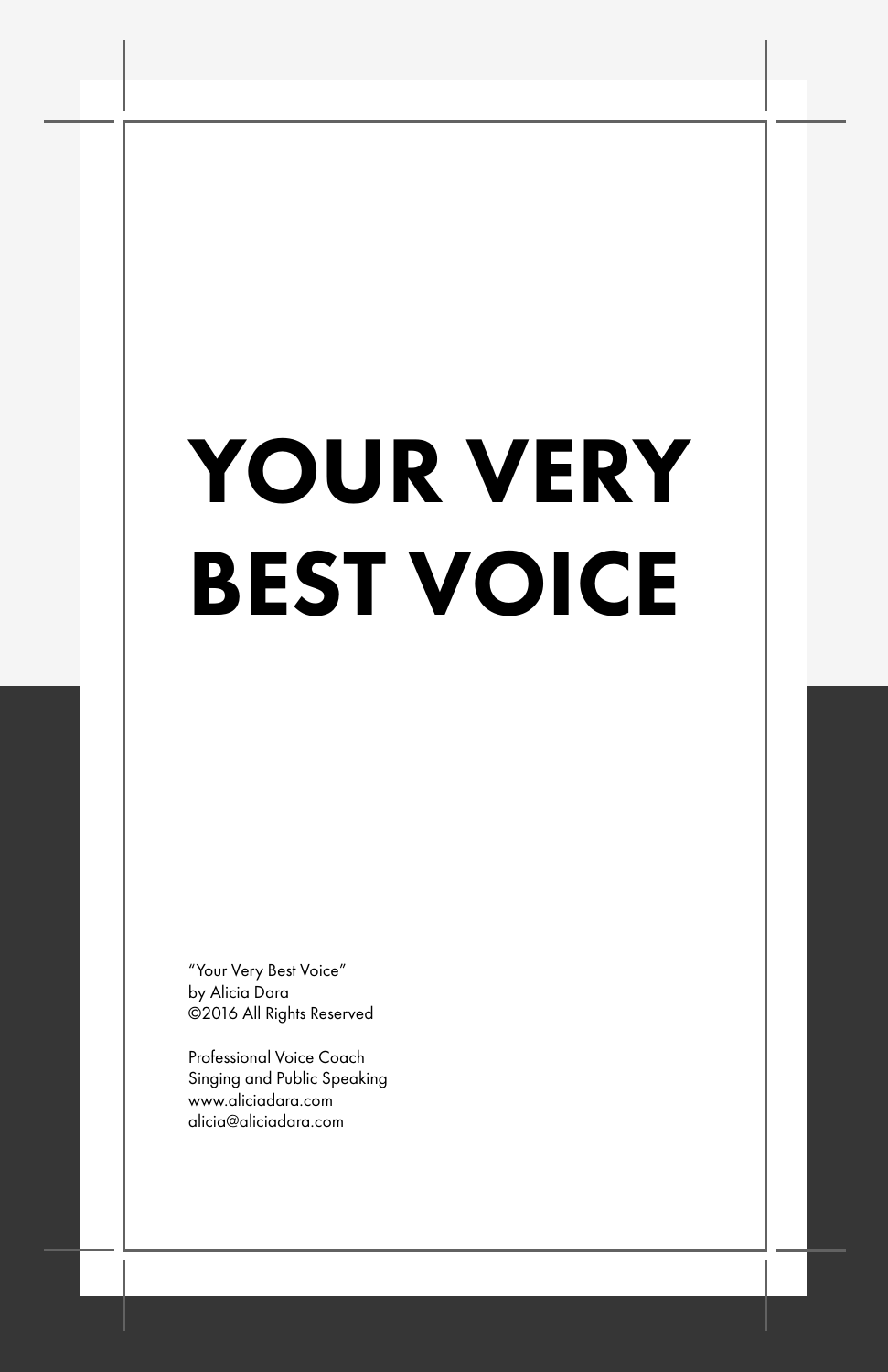# YOUR VERY BEST VOICE

"Your Very Best Voice"
by Alicia Dara
©2016 All Rights Reserved

Professional Voice Coach
Singing and Public Speaking
www.aliciadara.com
alicia@aliciadara.com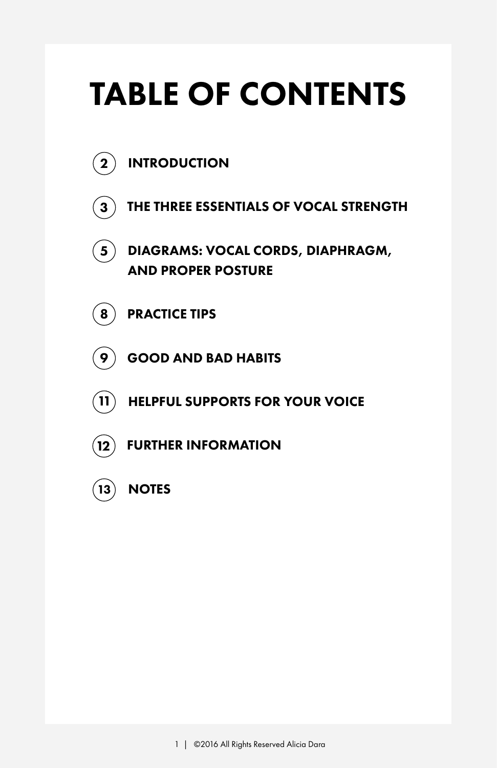# TABLE OF CONTENTS

- 2 INTRODUCTION
- 3 THE THREE ESSENTIALS OF VOCAL STRENGTH
- 5 DIAGRAMS: VOCAL CORDS, DIAPHRAGM, AND PROPER POSTURE
- 8 PRACTICE TIPS
- 9 GOOD AND BAD HABITS
- 11 HELPFUL SUPPORTS FOR YOUR VOICE
- 12 FURTHER INFORMATION
- 13 NOTES

©2016 All Rights Reserved Alicia Dara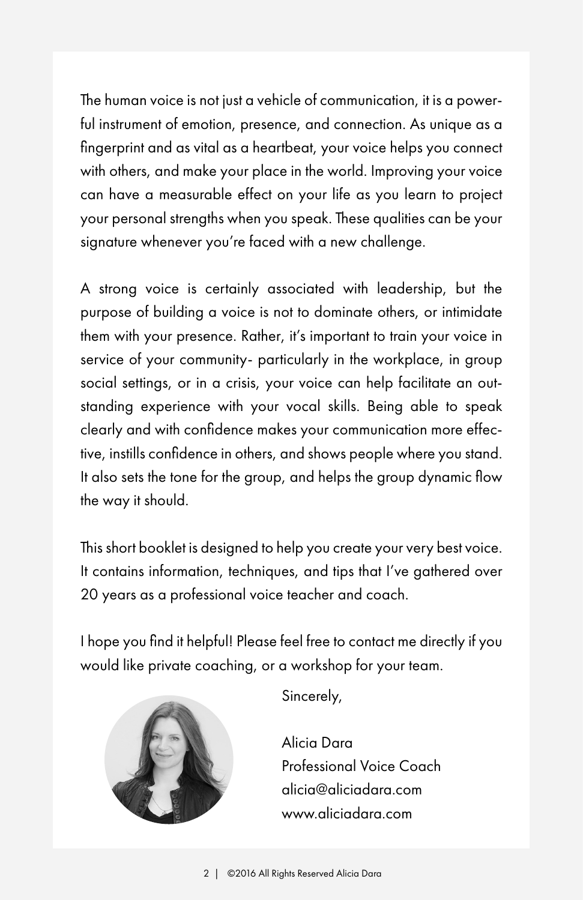The human voice is not just a vehicle of communication, it is a powerful instrument of emotion, presence, and connection. As unique as a fingerprint and as vital as a heartbeat, your voice helps you connect with others, and make your place in the world. Improving your voice can have a measurable effect on your life as you learn to project your personal strengths when you speak. These qualities can be your signature whenever you're faced with a new challenge.

A strong voice is certainly associated with leadership, but the purpose of building a voice is not to dominate others, or intimidate them with your presence. Rather, it's important to train your voice in service of your community- particularly in the workplace, in group social settings, or in a crisis, your voice can help facilitate an outstanding experience with your vocal skills. Being able to speak clearly and with confidence makes your communication more effective, instills confidence in others, and shows people where you stand. It also sets the tone for the group, and helps the group dynamic flow the way it should.

This short booklet is designed to help you create your very best voice. It contains information, techniques, and tips that I've gathered over 20 years as a professional voice teacher and coach.

I hope you find it helpful! Please feel free to contact me directly if you would like private coaching, or a workshop for your team.

Sincerely,

Alicia Dara
Professional Voice Coach
alicia@aliciadara.com
www.aliciadara.com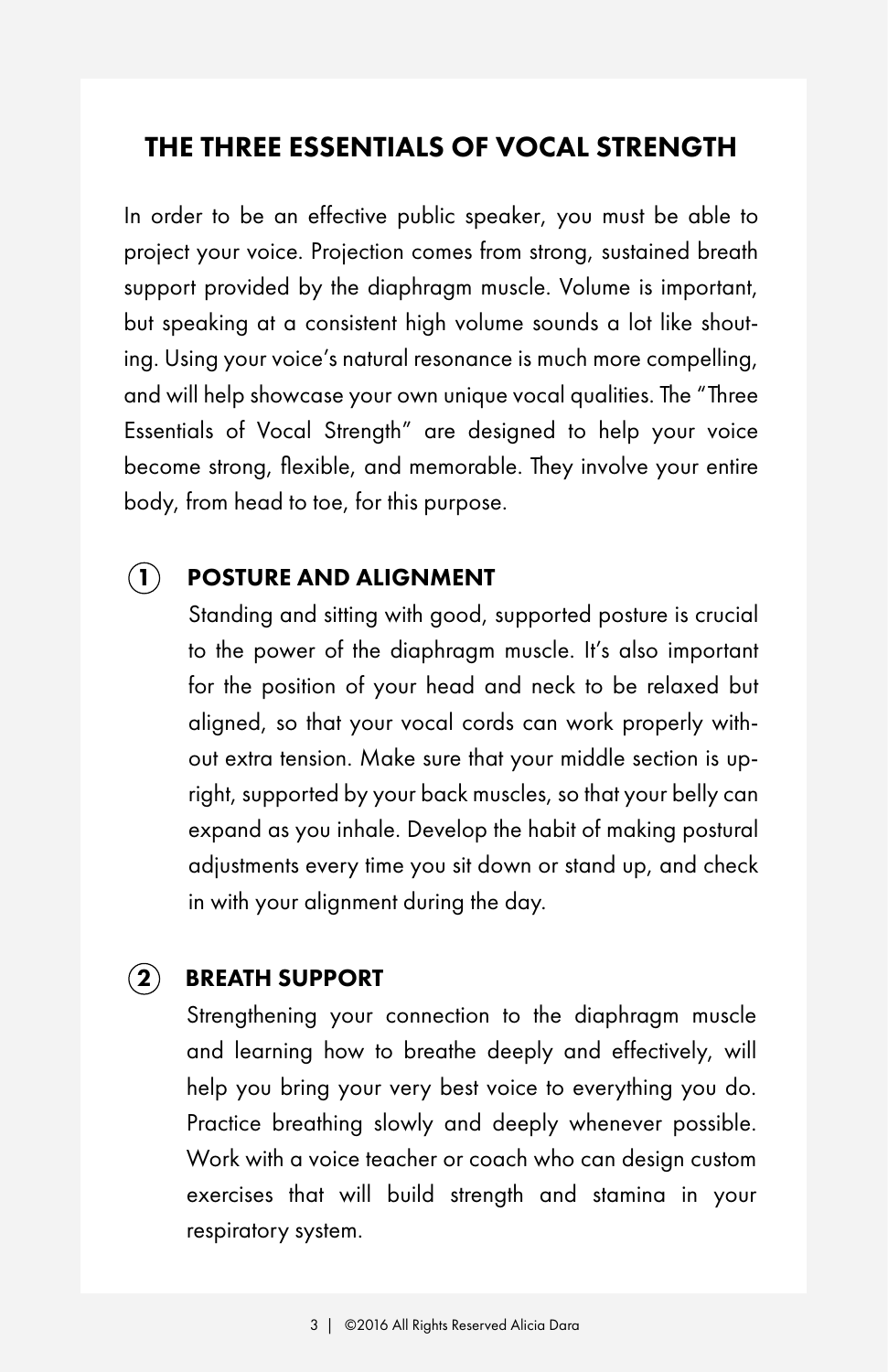## THE THREE ESSENTIALS OF VOCAL STRENGTH

In order to be an effective public speaker, you must be able to project your voice. Projection comes from strong, sustained breath support provided by the diaphragm muscle. Volume is important, but speaking at a consistent high volume sounds a lot like shouting. Using your voice's natural resonance is much more compelling, and will help showcase your own unique vocal qualities. The "Three Essentials of Vocal Strength" are designed to help your voice become strong, flexible, and memorable. They involve your entire body, from head to toe, for this purpose.

### 1 POSTURE AND ALIGNMENT

Standing and sitting with good, supported posture is crucial to the power of the diaphragm muscle. It's also important for the position of your head and neck to be relaxed but aligned, so that your vocal cords can work properly without extra tension. Make sure that your middle section is upright, supported by your back muscles, so that your belly can expand as you inhale. Develop the habit of making postural adjustments every time you sit down or stand up, and check in with your alignment during the day.

### 2 BREATH SUPPORT

Strengthening your connection to the diaphragm muscle and learning how to breathe deeply and effectively, will help you bring your very best voice to everything you do. Practice breathing slowly and deeply whenever possible. Work with a voice teacher or coach who can design custom exercises that will build strength and stamina in your respiratory system.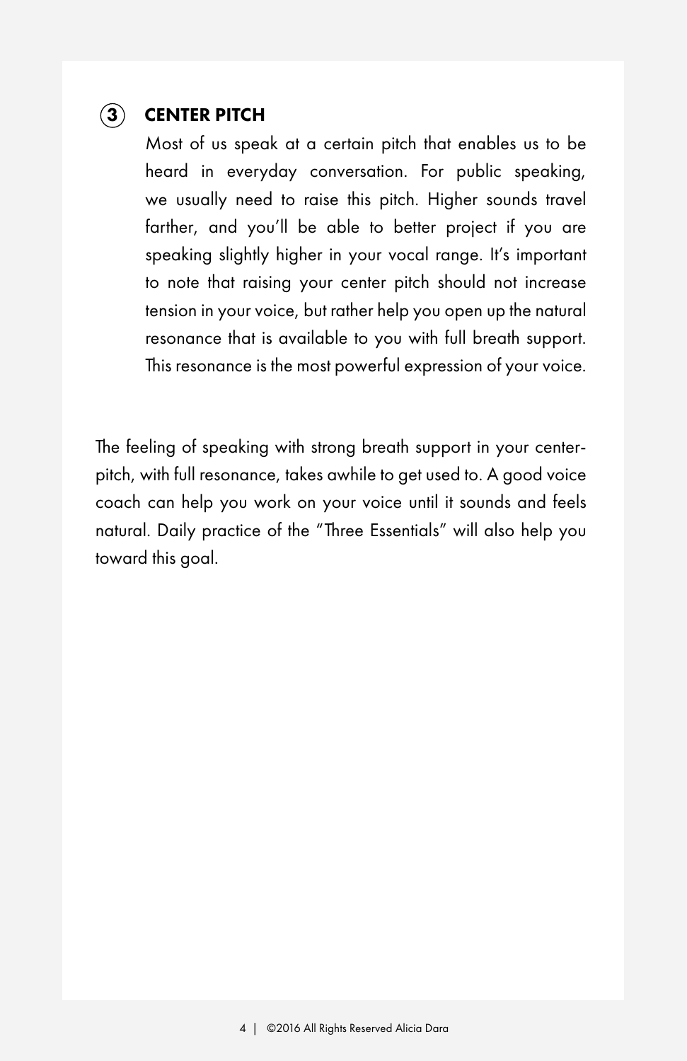### 3 CENTER PITCH

Most of us speak at a certain pitch that enables us to be heard in everyday conversation. For public speaking, we usually need to raise this pitch. Higher sounds travel farther, and you'll be able to better project if you are speaking slightly higher in your vocal range. It's important to note that raising your center pitch should not increase tension in your voice, but rather help you open up the natural resonance that is available to you with full breath support. This resonance is the most powerful expression of your voice.

The feeling of speaking with strong breath support in your center-pitch, with full resonance, takes awhile to get used to. A good voice coach can help you work on your voice until it sounds and feels natural. Daily practice of the "Three Essentials" will also help you toward this goal.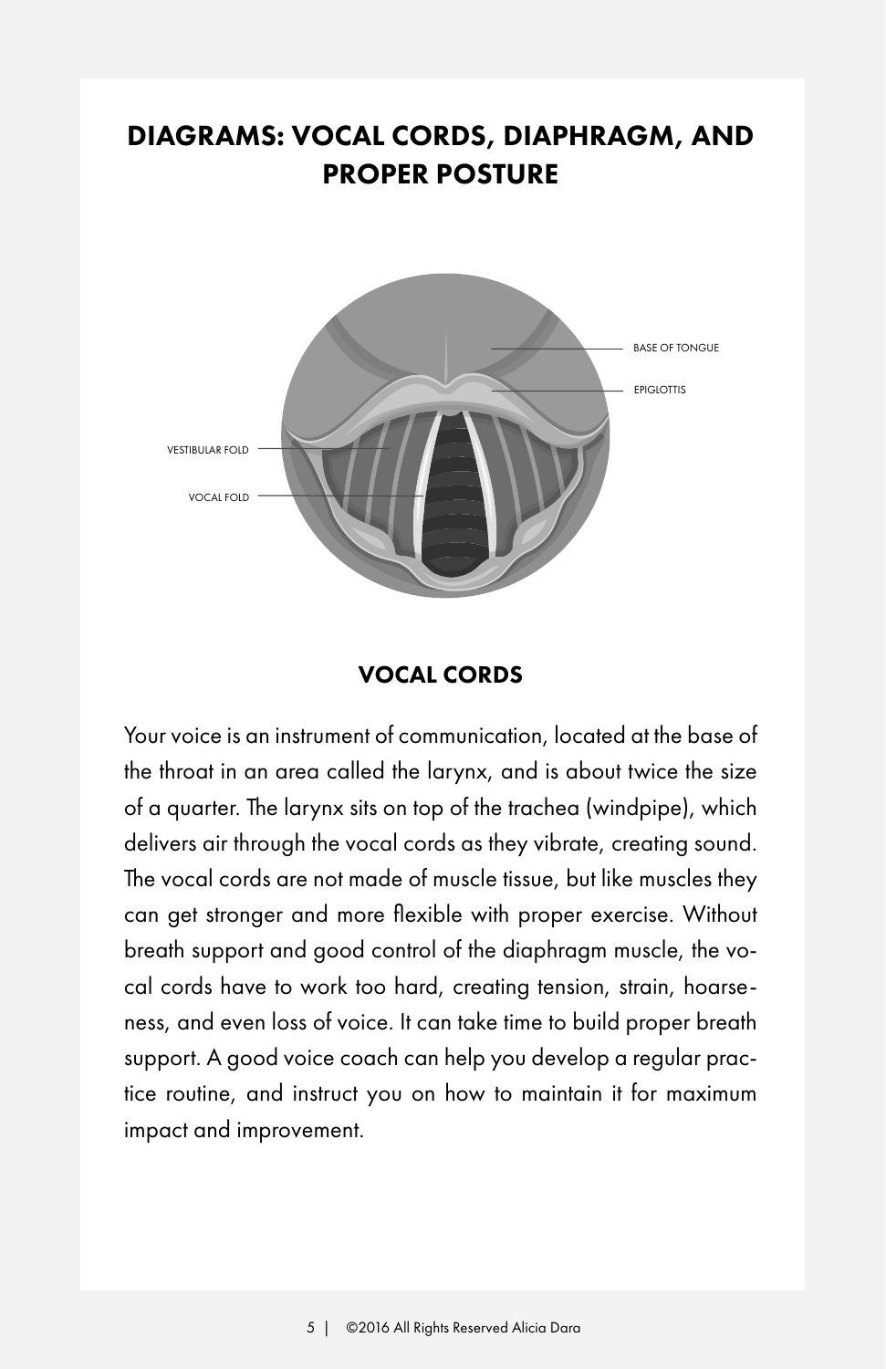# DIAGRAMS: VOCAL CORDS, DIAPHRAGM, AND PROPER POSTURE

BASE OF TONGUE

EPIGLOTTIS

VESTIBULAR FOLD

VOCAL FOLD

## VOCAL CORDS

Your voice is an instrument of communication, located at the base of the throat in an area called the larynx, and is about twice the size of a quarter. The larynx sits on top of the trachea (windpipe), which delivers air through the vocal cords as they vibrate, creating sound. The vocal cords are not made of muscle tissue, but like muscles they can get stronger and more flexible with proper exercise. Without breath support and good control of the diaphragm muscle, the vocal cords have to work too hard, creating tension, strain, hoarseness, and even loss of voice. It can take time to build proper breath support. A good voice coach can help you develop a regular practice routine, and instruct you on how to maintain it for maximum impact and improvement.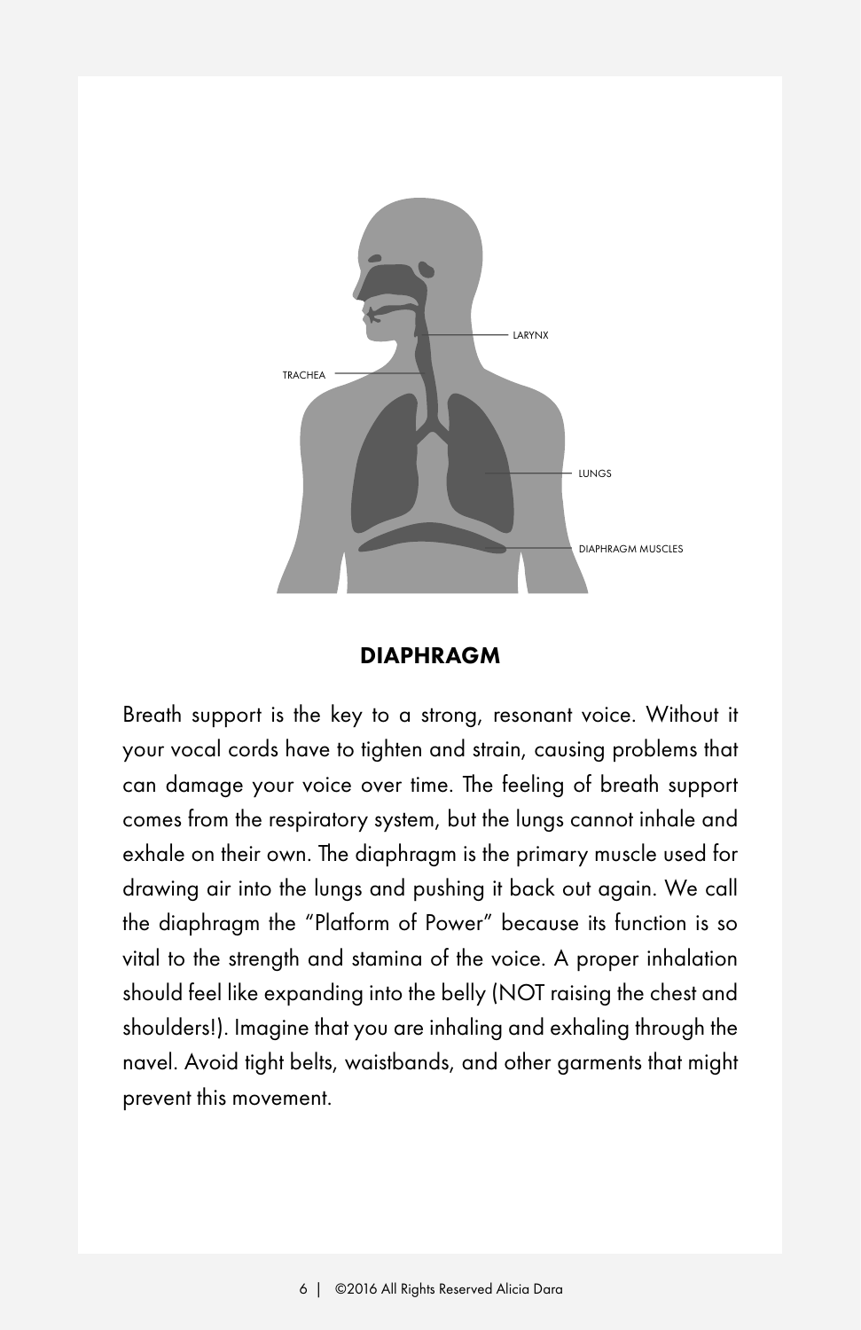LARYNX

TRACHEA

LUNGS

DIAPHRAGM MUSCLES

## DIAPHRAGM

Breath support is the key to a strong, resonant voice. Without it your vocal cords have to tighten and strain, causing problems that can damage your voice over time. The feeling of breath support comes from the respiratory system, but the lungs cannot inhale and exhale on their own. The diaphragm is the primary muscle used for drawing air into the lungs and pushing it back out again. We call the diaphragm the "Platform of Power" because its function is so vital to the strength and stamina of the voice. A proper inhalation should feel like expanding into the belly (NOT raising the chest and shoulders!). Imagine that you are inhaling and exhaling through the navel. Avoid tight belts, waistbands, and other garments that might prevent this movement.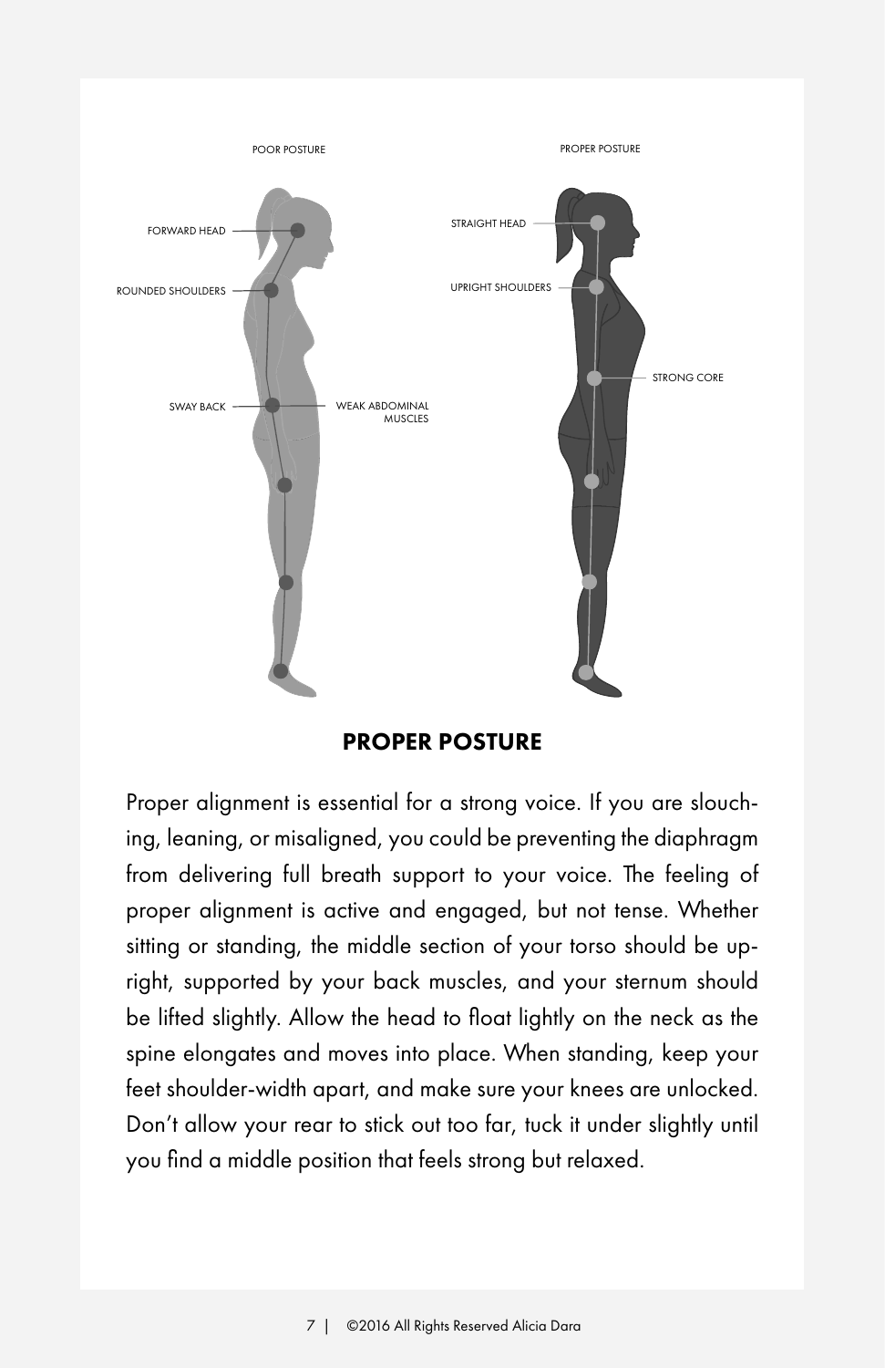POOR POSTURE

FORWARD HEAD

ROUNDED SHOULDERS

SWAY BACK

WEAK ABDOMINAL MUSCLES

PROPER POSTURE

STRAIGHT HEAD

UPRIGHT SHOULDERS

STRONG CORE

## PROPER POSTURE

Proper alignment is essential for a strong voice. If you are slouching, leaning, or misaligned, you could be preventing the diaphragm from delivering full breath support to your voice. The feeling of proper alignment is active and engaged, but not tense. Whether sitting or standing, the middle section of your torso should be upright, supported by your back muscles, and your sternum should be lifted slightly. Allow the head to float lightly on the neck as the spine elongates and moves into place. When standing, keep your feet shoulder-width apart, and make sure your knees are unlocked. Don't allow your rear to stick out too far, tuck it under slightly until you find a middle position that feels strong but relaxed.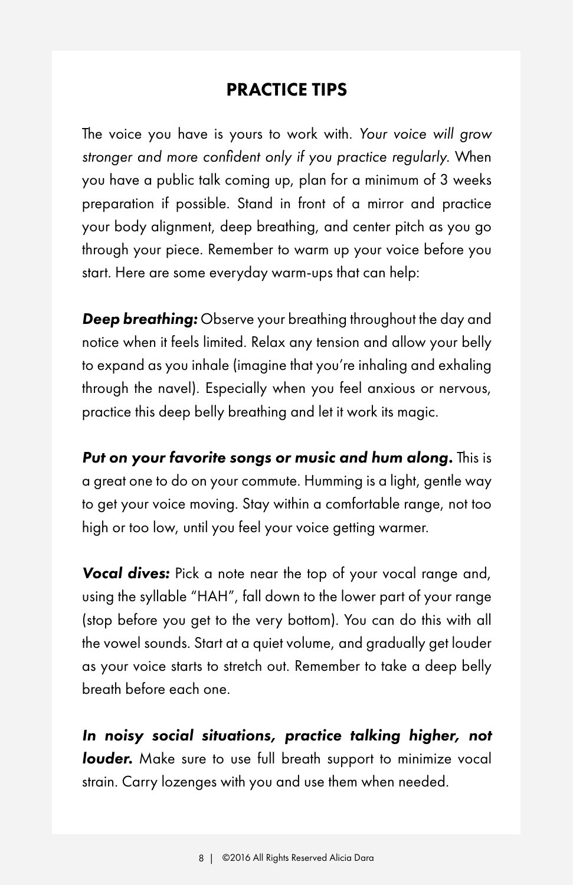## PRACTICE TIPS

The voice you have is yours to work with. *Your voice will grow stronger and more confident only if you practice regularly.* When you have a public talk coming up, plan for a minimum of 3 weeks preparation if possible. Stand in front of a mirror and practice your body alignment, deep breathing, and center pitch as you go through your piece. Remember to warm up your voice before you start. Here are some everyday warm-ups that can help:

***Deep breathing:*** Observe your breathing throughout the day and notice when it feels limited. Relax any tension and allow your belly to expand as you inhale (imagine that you're inhaling and exhaling through the navel). Especially when you feel anxious or nervous, practice this deep belly breathing and let it work its magic.

***Put on your favorite songs or music and hum along.*** This is a great one to do on your commute. Humming is a light, gentle way to get your voice moving. Stay within a comfortable range, not too high or too low, until you feel your voice getting warmer.

***Vocal dives:*** Pick a note near the top of your vocal range and, using the syllable "HAH", fall down to the lower part of your range (stop before you get to the very bottom). You can do this with all the vowel sounds. Start at a quiet volume, and gradually get louder as your voice starts to stretch out. Remember to take a deep belly breath before each one.

***In noisy social situations, practice talking higher, not louder.*** Make sure to use full breath support to minimize vocal strain. Carry lozenges with you and use them when needed.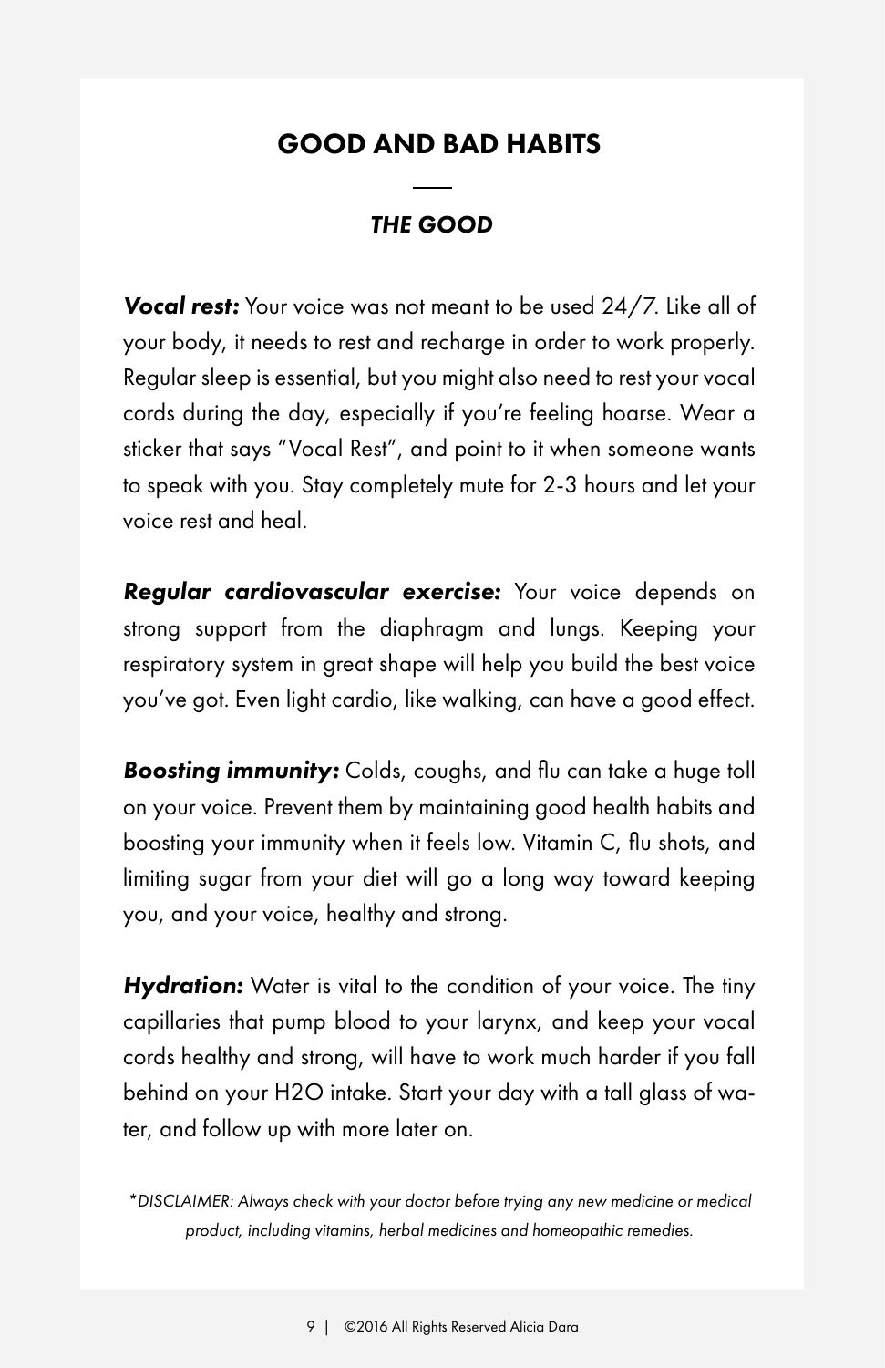## GOOD AND BAD HABITS

### *THE GOOD*

***Vocal rest:*** Your voice was not meant to be used 24/7. Like all of your body, it needs to rest and recharge in order to work properly. Regular sleep is essential, but you might also need to rest your vocal cords during the day, especially if you're feeling hoarse. Wear a sticker that says "Vocal Rest", and point to it when someone wants to speak with you. Stay completely mute for 2-3 hours and let your voice rest and heal.

***Regular cardiovascular exercise:*** Your voice depends on strong support from the diaphragm and lungs. Keeping your respiratory system in great shape will help you build the best voice you've got. Even light cardio, like walking, can have a good effect.

***Boosting immunity:*** Colds, coughs, and flu can take a huge toll on your voice. Prevent them by maintaining good health habits and boosting your immunity when it feels low. Vitamin C, flu shots, and limiting sugar from your diet will go a long way toward keeping you, and your voice, healthy and strong.

***Hydration:*** Water is vital to the condition of your voice. The tiny capillaries that pump blood to your larynx, and keep your vocal cords healthy and strong, will have to work much harder if you fall behind on your H2O intake. Start your day with a tall glass of water, and follow up with more later on.

**DISCLAIMER: Always check with your doctor before trying any new medicine or medical product, including vitamins, herbal medicines and homeopathic remedies.*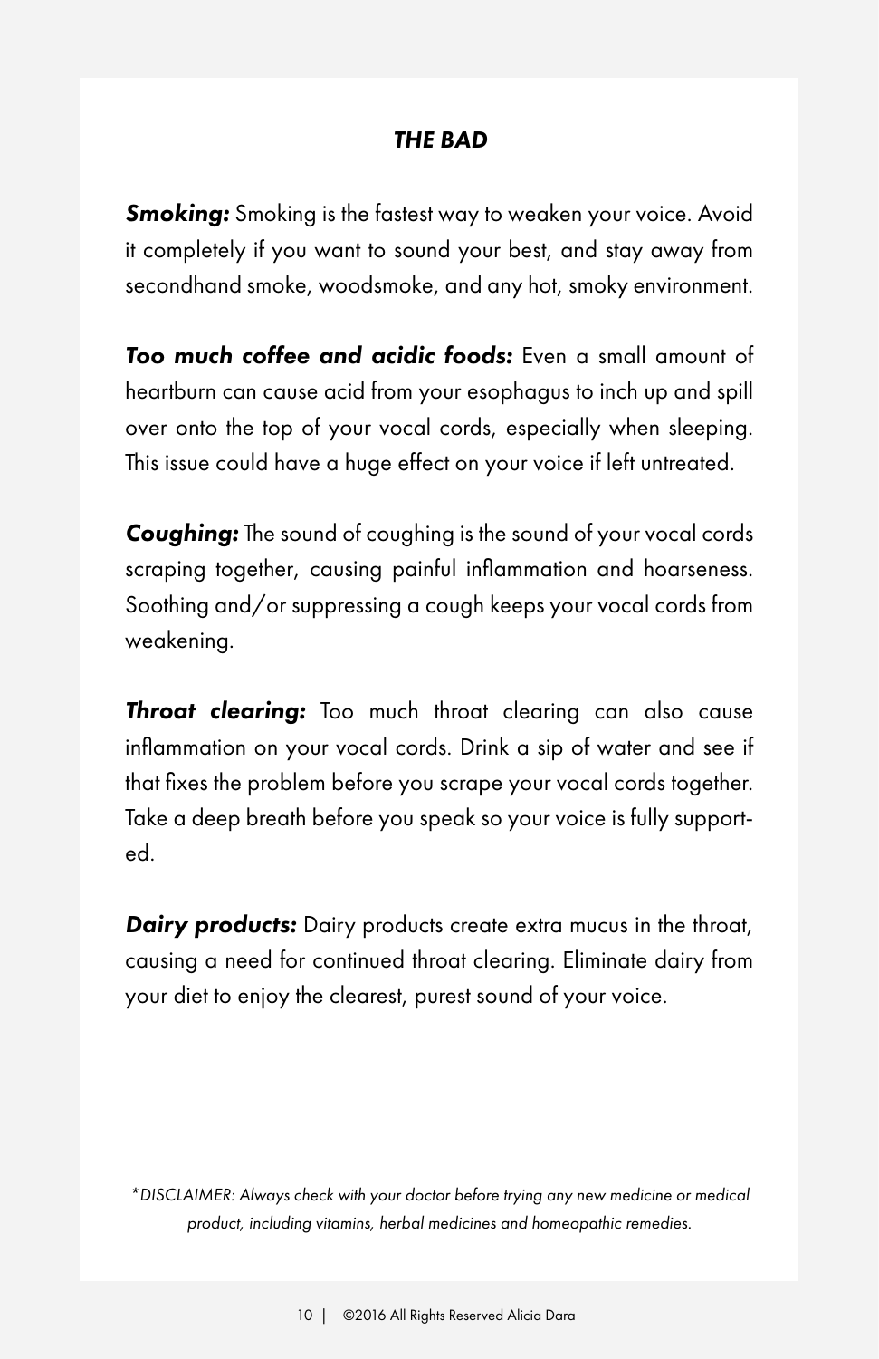### *THE BAD*

***Smoking:*** Smoking is the fastest way to weaken your voice. Avoid it completely if you want to sound your best, and stay away from secondhand smoke, woodsmoke, and any hot, smoky environment.

***Too much coffee and acidic foods:*** Even a small amount of heartburn can cause acid from your esophagus to inch up and spill over onto the top of your vocal cords, especially when sleeping. This issue could have a huge effect on your voice if left untreated.

***Coughing:*** The sound of coughing is the sound of your vocal cords scraping together, causing painful inflammation and hoarseness. Soothing and/or suppressing a cough keeps your vocal cords from weakening.

***Throat clearing:*** Too much throat clearing can also cause inflammation on your vocal cords. Drink a sip of water and see if that fixes the problem before you scrape your vocal cords together. Take a deep breath before you speak so your voice is fully supported.

***Dairy products:*** Dairy products create extra mucus in the throat, causing a need for continued throat clearing. Eliminate dairy from your diet to enjoy the clearest, purest sound of your voice.

*\*DISCLAIMER: Always check with your doctor before trying any new medicine or medical product, including vitamins, herbal medicines and homeopathic remedies.*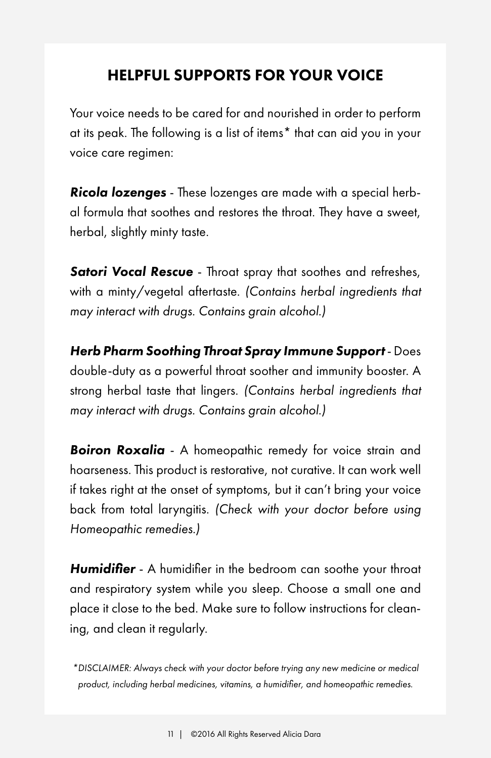## HELPFUL SUPPORTS FOR YOUR VOICE

Your voice needs to be cared for and nourished in order to perform at its peak. The following is a list of items* that can aid you in your voice care regimen:

***Ricola lozenges*** - These lozenges are made with a special herbal formula that soothes and restores the throat. They have a sweet, herbal, slightly minty taste.

***Satori Vocal Rescue*** - Throat spray that soothes and refreshes, with a minty/vegetal aftertaste. *(Contains herbal ingredients that may interact with drugs. Contains grain alcohol.)*

***Herb Pharm Soothing Throat Spray Immune Support*** - Does double-duty as a powerful throat soother and immunity booster. A strong herbal taste that lingers. *(Contains herbal ingredients that may interact with drugs. Contains grain alcohol.)*

***Boiron Roxalia*** - A homeopathic remedy for voice strain and hoarseness. This product is restorative, not curative. It can work well if takes right at the onset of symptoms, but it can't bring your voice back from total laryngitis. *(Check with your doctor before using Homeopathic remedies.)*

***Humidifier*** - A humidifier in the bedroom can soothe your throat and respiratory system while you sleep. Choose a small one and place it close to the bed. Make sure to follow instructions for cleaning, and clean it regularly.

**DISCLAIMER: Always check with your doctor before trying any new medicine or medical product, including herbal medicines, vitamins, a humidifier, and homeopathic remedies.*

©2016 All Rights Reserved Alicia Dara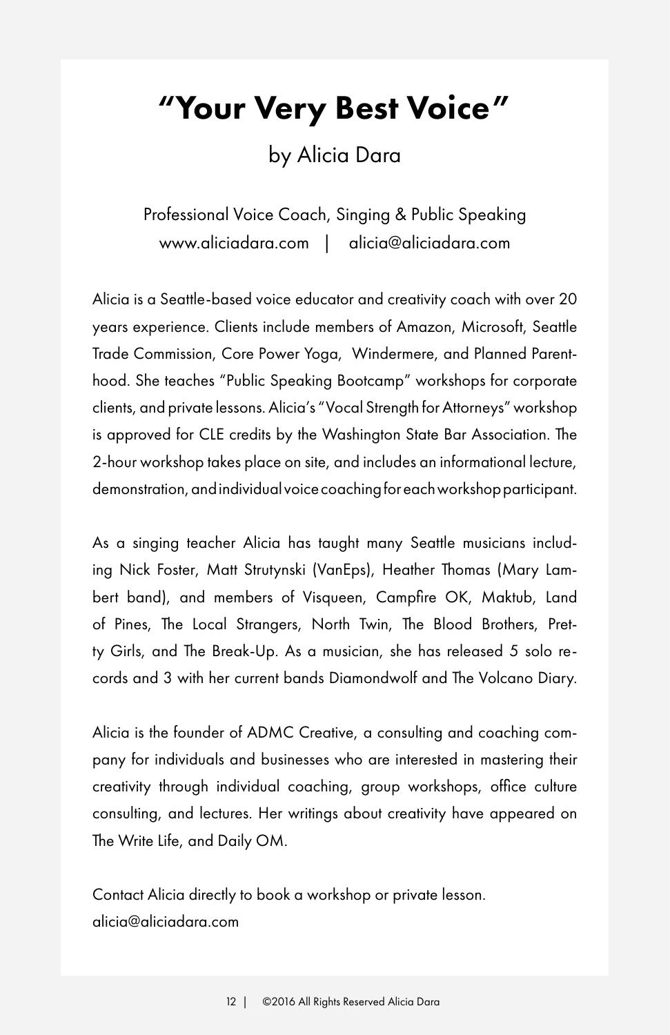# "Your Very Best Voice"

by Alicia Dara

Professional Voice Coach, Singing & Public Speaking
www.aliciadara.com | alicia@aliciadara.com

Alicia is a Seattle-based voice educator and creativity coach with over 20 years experience. Clients include members of Amazon, Microsoft, Seattle Trade Commission, Core Power Yoga, Windermere, and Planned Parenthood. She teaches "Public Speaking Bootcamp" workshops for corporate clients, and private lessons. Alicia's "Vocal Strength for Attorneys" workshop is approved for CLE credits by the Washington State Bar Association. The 2-hour workshop takes place on site, and includes an informational lecture, demonstration, and individual voice coaching for each workshop participant.

As a singing teacher Alicia has taught many Seattle musicians including Nick Foster, Matt Strutynski (VanEps), Heather Thomas (Mary Lambert band), and members of Visqueen, Campfire OK, Maktub, Land of Pines, The Local Strangers, North Twin, The Blood Brothers, Pretty Girls, and The Break-Up. As a musician, she has released 5 solo records and 3 with her current bands Diamondwolf and The Volcano Diary.

Alicia is the founder of ADMC Creative, a consulting and coaching company for individuals and businesses who are interested in mastering their creativity through individual coaching, group workshops, office culture consulting, and lectures. Her writings about creativity have appeared on The Write Life, and Daily OM.

Contact Alicia directly to book a workshop or private lesson.
alicia@aliciadara.com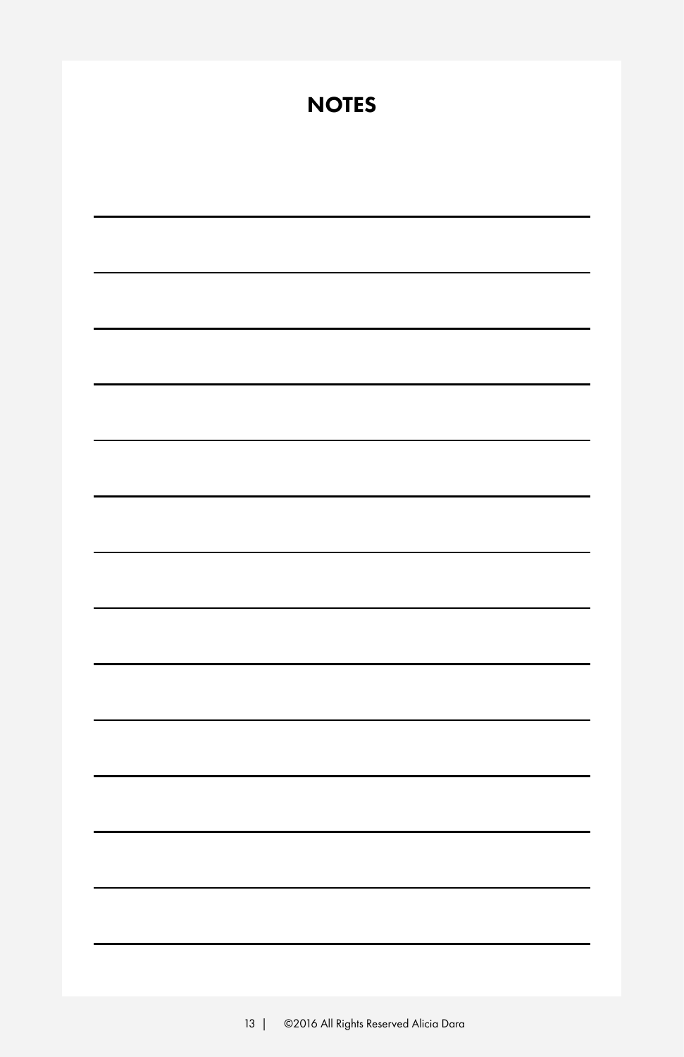# NOTES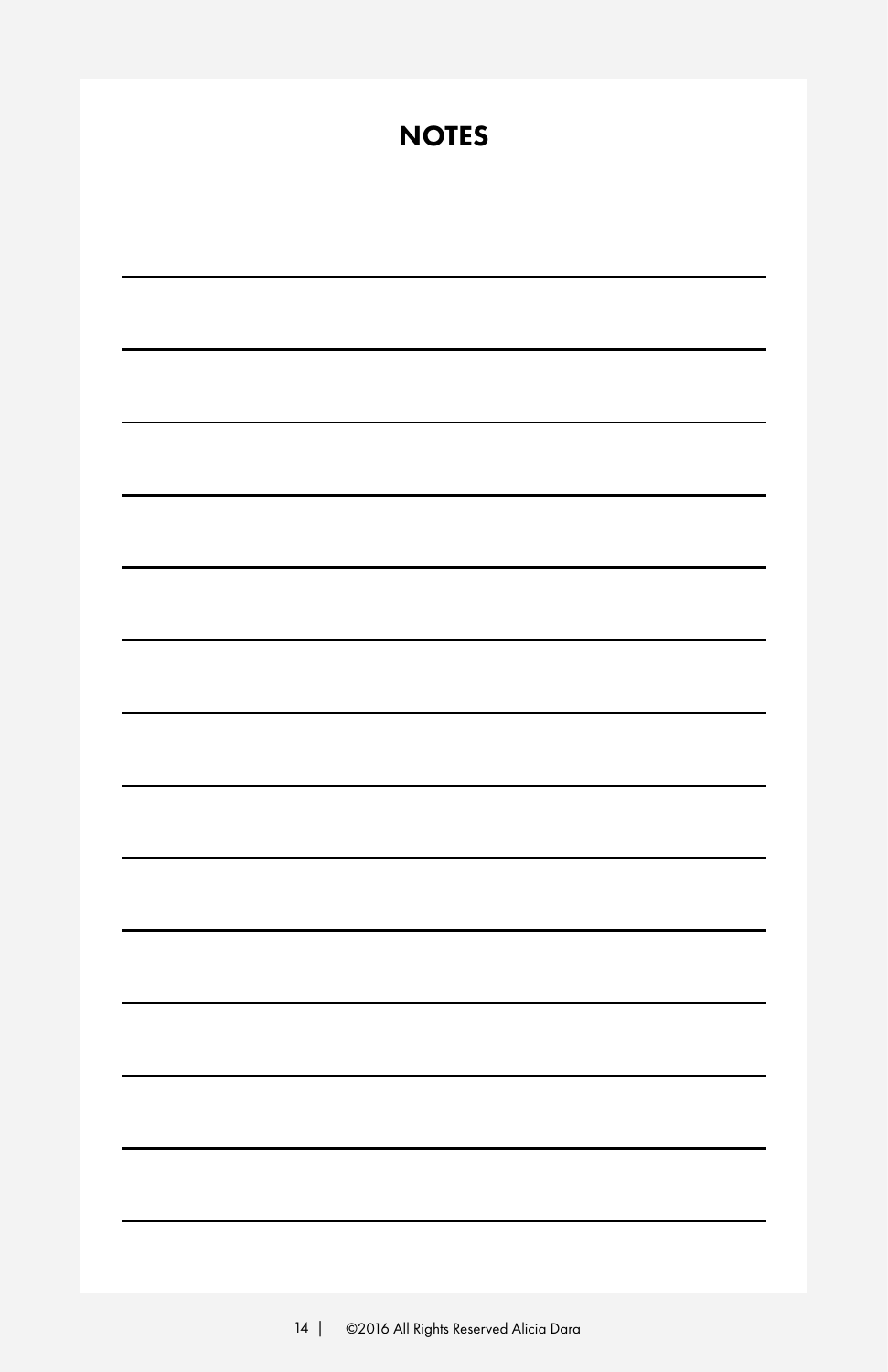# NOTES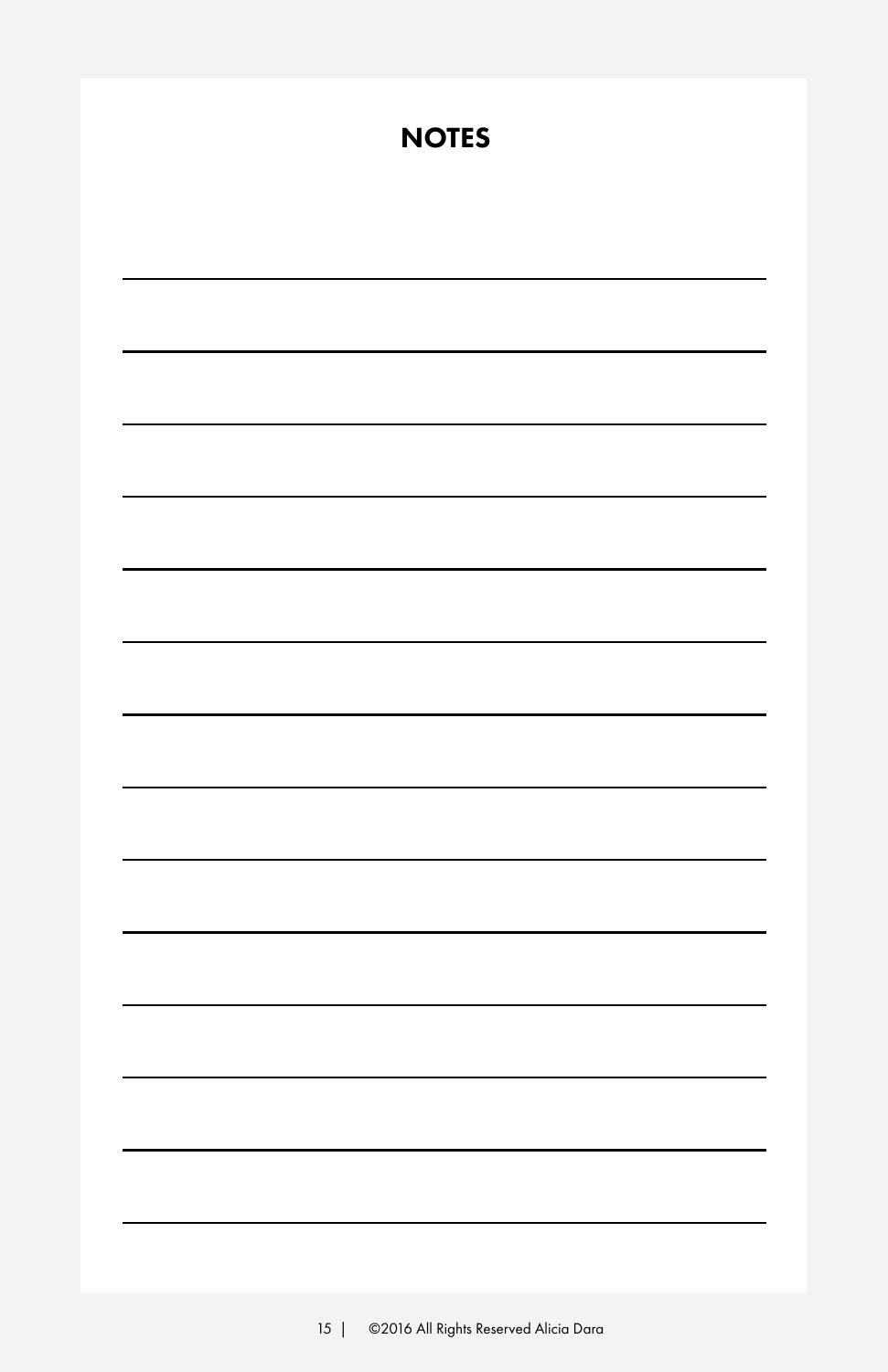## NOTES